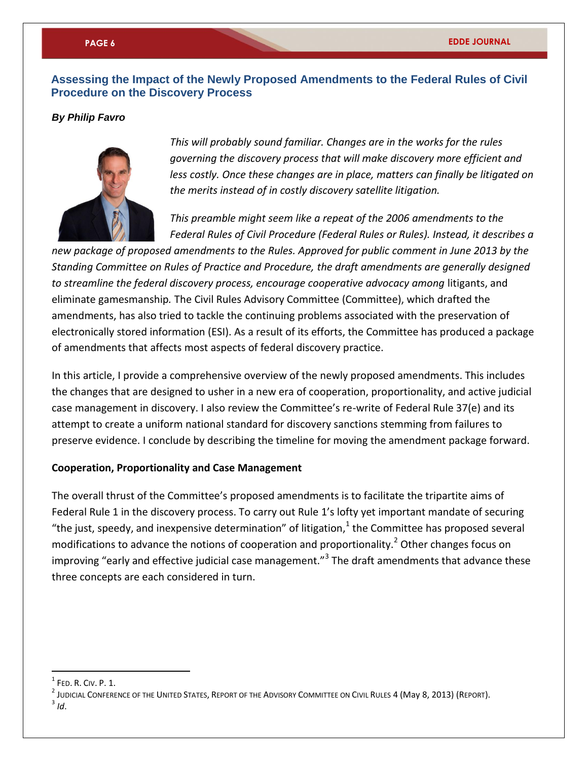## Assessing the Impact of the Newly Proposed Amendments to the Federal Rules of Civil Procedure on the Discovery Process

***By Philip Favro***

*This will probably sound familiar. Changes are in the works for the rules governing the discovery process that will make discovery more efficient and less costly. Once these changes are in place, matters can finally be litigated on the merits instead of in costly discovery satellite litigation.*

*This preamble might seem like a repeat of the 2006 amendments to the Federal Rules of Civil Procedure (Federal Rules or Rules). Instead, it describes a new package of proposed amendments to the Rules. Approved for public comment in June 2013 by the Standing Committee on Rules of Practice and Procedure, the draft amendments are generally designed to streamline the federal discovery process, encourage cooperative advocacy among* litigants, and eliminate gamesmanship*.* The Civil Rules Advisory Committee (Committee), which drafted the amendments, has also tried to tackle the continuing problems associated with the preservation of electronically stored information (ESI). As a result of its efforts, the Committee has produced a package of amendments that affects most aspects of federal discovery practice.

In this article, I provide a comprehensive overview of the newly proposed amendments. This includes the changes that are designed to usher in a new era of cooperation, proportionality, and active judicial case management in discovery. I also review the Committee's re-write of Federal Rule 37(e) and its attempt to create a uniform national standard for discovery sanctions stemming from failures to preserve evidence. I conclude by describing the timeline for moving the amendment package forward.

**Cooperation, Proportionality and Case Management**

The overall thrust of the Committee's proposed amendments is to facilitate the tripartite aims of Federal Rule 1 in the discovery process. To carry out Rule 1's lofty yet important mandate of securing "the just, speedy, and inexpensive determination" of litigation,[1] the Committee has proposed several modifications to advance the notions of cooperation and proportionality.[2] Other changes focus on improving "early and effective judicial case management."[3] The draft amendments that advance these three concepts are each considered in turn.

---

[1] FED. R. CIV. P. 1.

[2] JUDICIAL CONFERENCE OF THE UNITED STATES, REPORT OF THE ADVISORY COMMITTEE ON CIVIL RULES 4 (May 8, 2013) (REPORT).

[3] *Id*.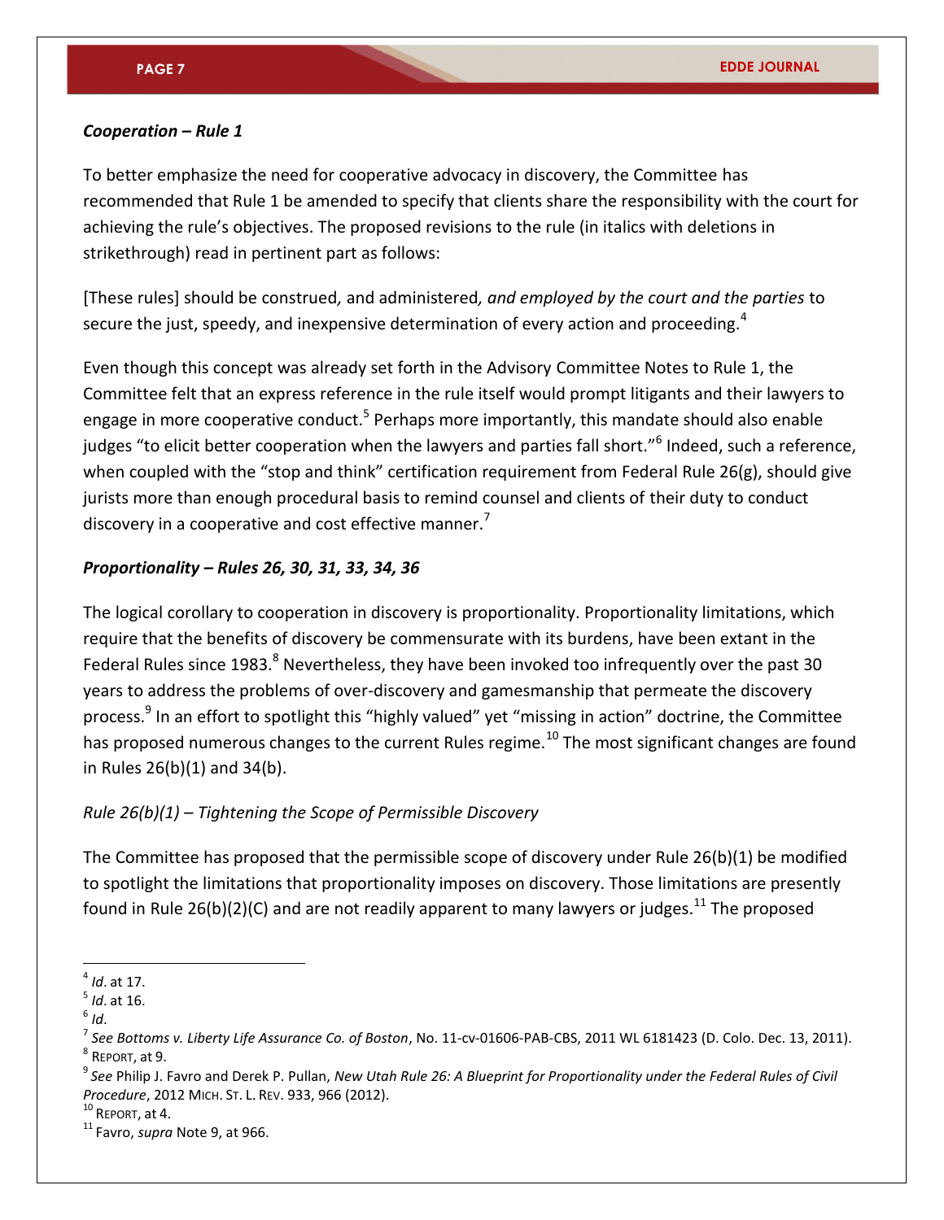### *Cooperation – Rule 1*

To better emphasize the need for cooperative advocacy in discovery, the Committee has recommended that Rule 1 be amended to specify that clients share the responsibility with the court for achieving the rule's objectives. The proposed revisions to the rule (in italics with deletions in strikethrough) read in pertinent part as follows:

[These rules] should be construed*,* and administered*, and employed by the court and the parties* to secure the just, speedy, and inexpensive determination of every action and proceeding.[4]

Even though this concept was already set forth in the Advisory Committee Notes to Rule 1, the Committee felt that an express reference in the rule itself would prompt litigants and their lawyers to engage in more cooperative conduct.[5] Perhaps more importantly, this mandate should also enable judges "to elicit better cooperation when the lawyers and parties fall short."[6] Indeed, such a reference, when coupled with the "stop and think" certification requirement from Federal Rule 26(g), should give jurists more than enough procedural basis to remind counsel and clients of their duty to conduct discovery in a cooperative and cost effective manner.[7]

### *Proportionality – Rules 26, 30, 31, 33, 34, 36*

The logical corollary to cooperation in discovery is proportionality. Proportionality limitations, which require that the benefits of discovery be commensurate with its burdens, have been extant in the Federal Rules since 1983.[8] Nevertheless, they have been invoked too infrequently over the past 30 years to address the problems of over-discovery and gamesmanship that permeate the discovery process.[9] In an effort to spotlight this "highly valued" yet "missing in action" doctrine, the Committee has proposed numerous changes to the current Rules regime.[10] The most significant changes are found in Rules 26(b)(1) and 34(b).

*Rule 26(b)(1) – Tightening the Scope of Permissible Discovery*

The Committee has proposed that the permissible scope of discovery under Rule 26(b)(1) be modified to spotlight the limitations that proportionality imposes on discovery. Those limitations are presently found in Rule 26(b)(2)(C) and are not readily apparent to many lawyers or judges.[11] The proposed

---

[4] *Id*. at 17.
[5] *Id*. at 16.
[6] *Id*.
[7] *See Bottoms v. Liberty Life Assurance Co. of Boston*, No. 11-cv-01606-PAB-CBS, 2011 WL 6181423 (D. Colo. Dec. 13, 2011).
[8] REPORT, at 9.
[9] *See* Philip J. Favro and Derek P. Pullan, *New Utah Rule 26: A Blueprint for Proportionality under the Federal Rules of Civil Procedure*, 2012 MICH. ST. L. REV. 933, 966 (2012).
[10] REPORT, at 4.
[11] Favro, *supra* Note 9, at 966.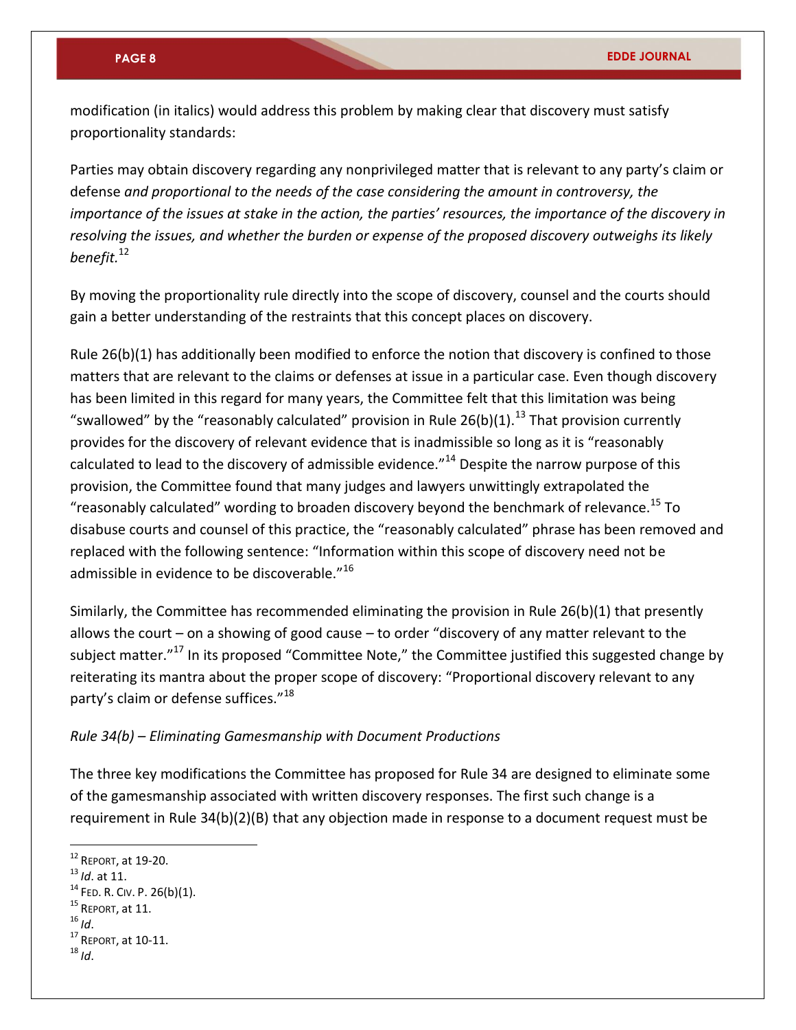modification (in italics) would address this problem by making clear that discovery must satisfy proportionality standards:

Parties may obtain discovery regarding any nonprivileged matter that is relevant to any party's claim or defense *and proportional to the needs of the case considering the amount in controversy, the importance of the issues at stake in the action, the parties' resources, the importance of the discovery in resolving the issues, and whether the burden or expense of the proposed discovery outweighs its likely benefit.*[12]

By moving the proportionality rule directly into the scope of discovery, counsel and the courts should gain a better understanding of the restraints that this concept places on discovery.

Rule 26(b)(1) has additionally been modified to enforce the notion that discovery is confined to those matters that are relevant to the claims or defenses at issue in a particular case. Even though discovery has been limited in this regard for many years, the Committee felt that this limitation was being "swallowed" by the "reasonably calculated" provision in Rule 26(b)(1).[13] That provision currently provides for the discovery of relevant evidence that is inadmissible so long as it is "reasonably calculated to lead to the discovery of admissible evidence."[14] Despite the narrow purpose of this provision, the Committee found that many judges and lawyers unwittingly extrapolated the "reasonably calculated" wording to broaden discovery beyond the benchmark of relevance.[15] To disabuse courts and counsel of this practice, the "reasonably calculated" phrase has been removed and replaced with the following sentence: "Information within this scope of discovery need not be admissible in evidence to be discoverable."[16]

Similarly, the Committee has recommended eliminating the provision in Rule 26(b)(1) that presently allows the court – on a showing of good cause – to order "discovery of any matter relevant to the subject matter."[17] In its proposed "Committee Note," the Committee justified this suggested change by reiterating its mantra about the proper scope of discovery: "Proportional discovery relevant to any party's claim or defense suffices."[18]

*Rule 34(b) – Eliminating Gamesmanship with Document Productions*

The three key modifications the Committee has proposed for Rule 34 are designed to eliminate some of the gamesmanship associated with written discovery responses. The first such change is a requirement in Rule 34(b)(2)(B) that any objection made in response to a document request must be

---

[12] REPORT, at 19-20.
[13] *Id*. at 11.
[14] FED. R. CIV. P. 26(b)(1).
[15] REPORT, at 11.
[16] *Id*.
[17] REPORT, at 10-11.
[18] *Id*.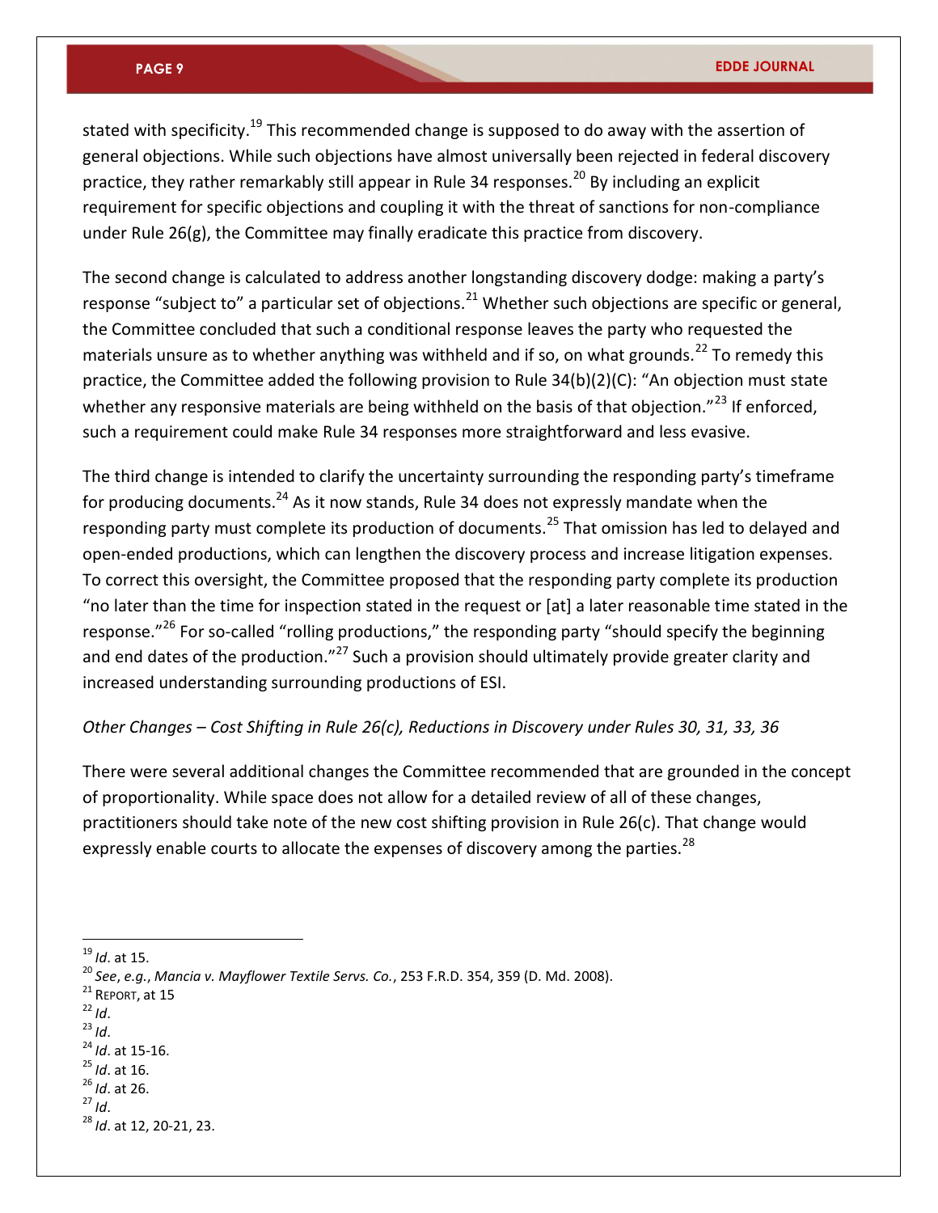stated with specificity.[19] This recommended change is supposed to do away with the assertion of general objections. While such objections have almost universally been rejected in federal discovery practice, they rather remarkably still appear in Rule 34 responses.[20] By including an explicit requirement for specific objections and coupling it with the threat of sanctions for non-compliance under Rule 26(g), the Committee may finally eradicate this practice from discovery.

The second change is calculated to address another longstanding discovery dodge: making a party's response "subject to" a particular set of objections.[21] Whether such objections are specific or general, the Committee concluded that such a conditional response leaves the party who requested the materials unsure as to whether anything was withheld and if so, on what grounds.[22] To remedy this practice, the Committee added the following provision to Rule 34(b)(2)(C): "An objection must state whether any responsive materials are being withheld on the basis of that objection."[23] If enforced, such a requirement could make Rule 34 responses more straightforward and less evasive.

The third change is intended to clarify the uncertainty surrounding the responding party's timeframe for producing documents.[24] As it now stands, Rule 34 does not expressly mandate when the responding party must complete its production of documents.[25] That omission has led to delayed and open-ended productions, which can lengthen the discovery process and increase litigation expenses. To correct this oversight, the Committee proposed that the responding party complete its production "no later than the time for inspection stated in the request or [at] a later reasonable time stated in the response."[26] For so-called "rolling productions," the responding party "should specify the beginning and end dates of the production."[27] Such a provision should ultimately provide greater clarity and increased understanding surrounding productions of ESI.

*Other Changes – Cost Shifting in Rule 26(c), Reductions in Discovery under Rules 30, 31, 33, 36*

There were several additional changes the Committee recommended that are grounded in the concept of proportionality. While space does not allow for a detailed review of all of these changes, practitioners should take note of the new cost shifting provision in Rule 26(c). That change would expressly enable courts to allocate the expenses of discovery among the parties.[28]

---

[19] *Id*. at 15.

[20] *See*, *e.g.*, *Mancia v. Mayflower Textile Servs. Co.*, 253 F.R.D. 354, 359 (D. Md. 2008).

[21] REPORT, at 15

[22] *Id*.

[23] *Id*.

[24] *Id*. at 15-16.

[25] *Id*. at 16.

[26] *Id*. at 26.

[27] *Id*.

[28] *Id*. at 12, 20-21, 23.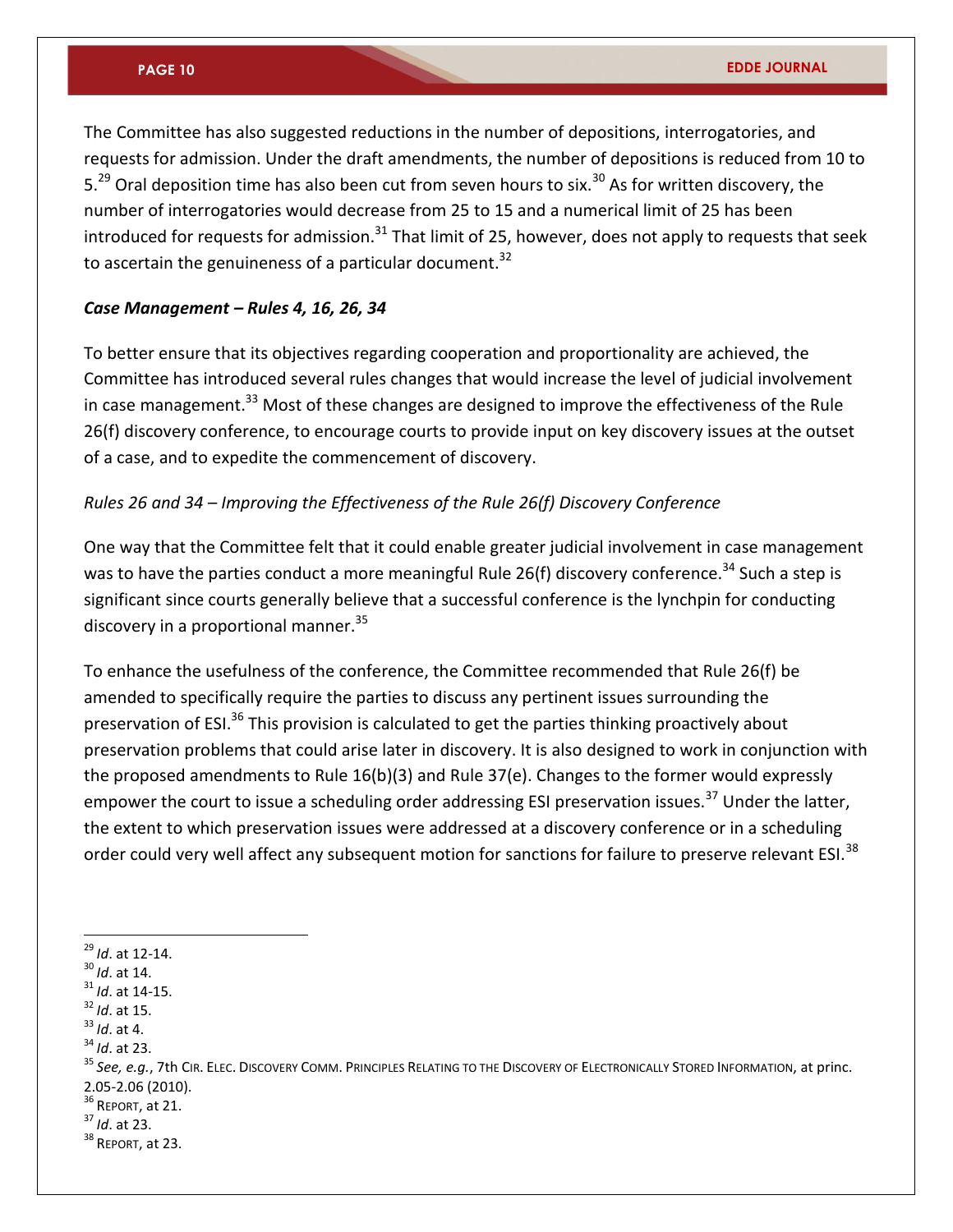The Committee has also suggested reductions in the number of depositions, interrogatories, and requests for admission. Under the draft amendments, the number of depositions is reduced from 10 to 5.[29] Oral deposition time has also been cut from seven hours to six.[30] As for written discovery, the number of interrogatories would decrease from 25 to 15 and a numerical limit of 25 has been introduced for requests for admission.[31] That limit of 25, however, does not apply to requests that seek to ascertain the genuineness of a particular document.[32]

***Case Management – Rules 4, 16, 26, 34***

To better ensure that its objectives regarding cooperation and proportionality are achieved, the Committee has introduced several rules changes that would increase the level of judicial involvement in case management.[33] Most of these changes are designed to improve the effectiveness of the Rule 26(f) discovery conference, to encourage courts to provide input on key discovery issues at the outset of a case, and to expedite the commencement of discovery.

*Rules 26 and 34 – Improving the Effectiveness of the Rule 26(f) Discovery Conference*

One way that the Committee felt that it could enable greater judicial involvement in case management was to have the parties conduct a more meaningful Rule 26(f) discovery conference.[34] Such a step is significant since courts generally believe that a successful conference is the lynchpin for conducting discovery in a proportional manner.[35]

To enhance the usefulness of the conference, the Committee recommended that Rule 26(f) be amended to specifically require the parties to discuss any pertinent issues surrounding the preservation of ESI.[36] This provision is calculated to get the parties thinking proactively about preservation problems that could arise later in discovery. It is also designed to work in conjunction with the proposed amendments to Rule 16(b)(3) and Rule 37(e). Changes to the former would expressly empower the court to issue a scheduling order addressing ESI preservation issues.[37] Under the latter, the extent to which preservation issues were addressed at a discovery conference or in a scheduling order could very well affect any subsequent motion for sanctions for failure to preserve relevant ESI.[38]

---

[29] *Id*. at 12-14.
[30] *Id*. at 14.
[31] *Id*. at 14-15.
[32] *Id*. at 15.
[33] *Id*. at 4.
[34] *Id*. at 23.
[35] *See, e.g.*, 7th Cir. Elec. Discovery Comm. Principles Relating to the Discovery of Electronically Stored Information, at princ. 2.05-2.06 (2010).
[36] Report, at 21.
[37] *Id*. at 23.
[38] Report, at 23.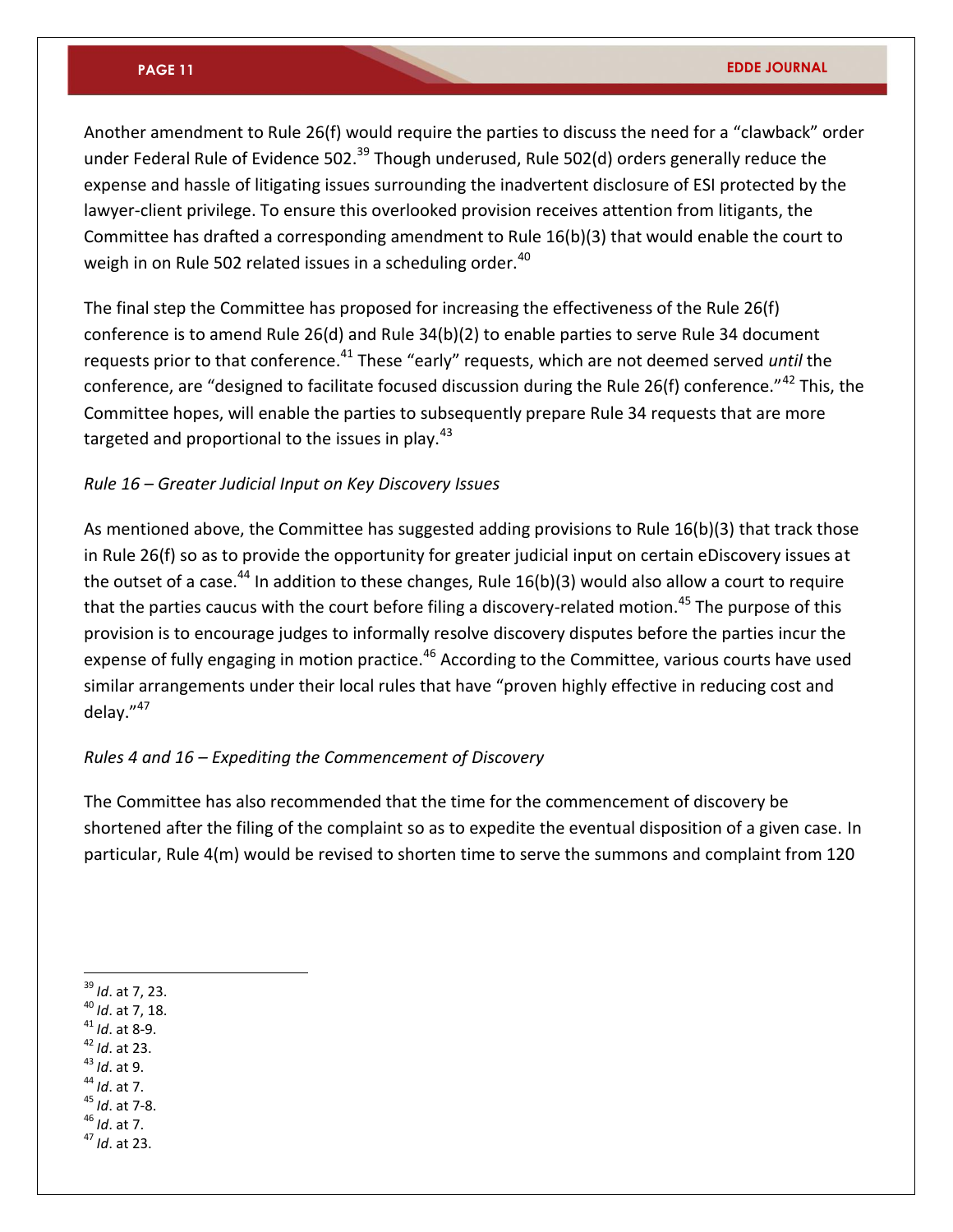Another amendment to Rule 26(f) would require the parties to discuss the need for a "clawback" order under Federal Rule of Evidence 502.[39] Though underused, Rule 502(d) orders generally reduce the expense and hassle of litigating issues surrounding the inadvertent disclosure of ESI protected by the lawyer-client privilege. To ensure this overlooked provision receives attention from litigants, the Committee has drafted a corresponding amendment to Rule 16(b)(3) that would enable the court to weigh in on Rule 502 related issues in a scheduling order.[40]

The final step the Committee has proposed for increasing the effectiveness of the Rule 26(f) conference is to amend Rule 26(d) and Rule 34(b)(2) to enable parties to serve Rule 34 document requests prior to that conference.[41] These "early" requests, which are not deemed served *until* the conference, are "designed to facilitate focused discussion during the Rule 26(f) conference."[42] This, the Committee hopes, will enable the parties to subsequently prepare Rule 34 requests that are more targeted and proportional to the issues in play.[43]

*Rule 16 – Greater Judicial Input on Key Discovery Issues*

As mentioned above, the Committee has suggested adding provisions to Rule 16(b)(3) that track those in Rule 26(f) so as to provide the opportunity for greater judicial input on certain eDiscovery issues at the outset of a case.[44] In addition to these changes, Rule 16(b)(3) would also allow a court to require that the parties caucus with the court before filing a discovery-related motion.[45] The purpose of this provision is to encourage judges to informally resolve discovery disputes before the parties incur the expense of fully engaging in motion practice.[46] According to the Committee, various courts have used similar arrangements under their local rules that have "proven highly effective in reducing cost and delay."[47]

*Rules 4 and 16 – Expediting the Commencement of Discovery*

The Committee has also recommended that the time for the commencement of discovery be shortened after the filing of the complaint so as to expedite the eventual disposition of a given case. In particular, Rule 4(m) would be revised to shorten time to serve the summons and complaint from 120

---

[39] *Id*. at 7, 23.
[40] *Id*. at 7, 18.
[41] *Id*. at 8-9.
[42] *Id*. at 23.
[43] *Id*. at 9.
[44] *Id*. at 7.
[45] *Id*. at 7-8.
[46] *Id*. at 7.
[47] *Id*. at 23.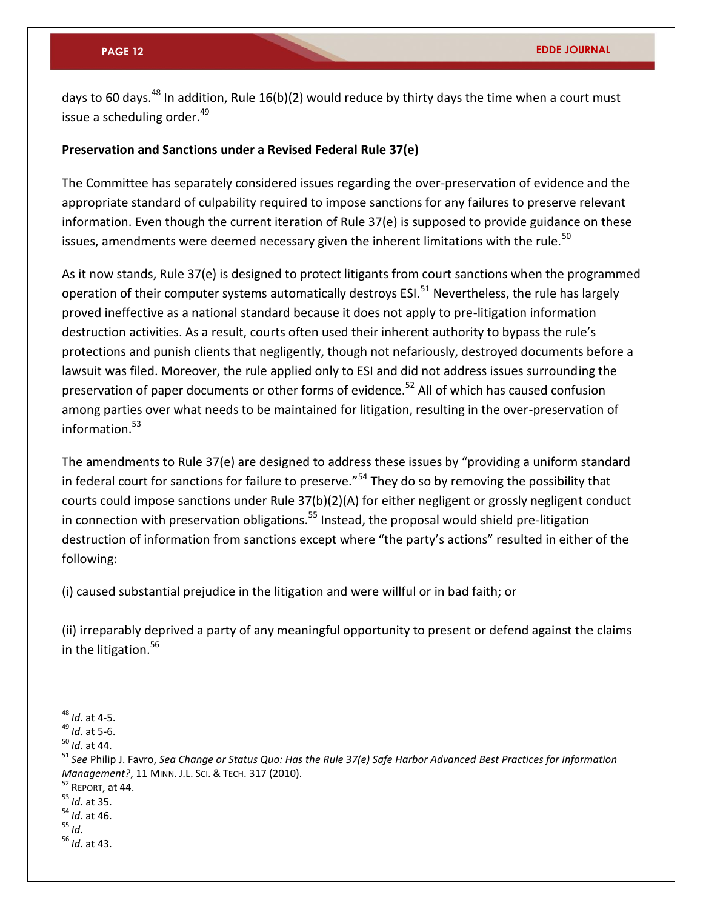days to 60 days.[48] In addition, Rule 16(b)(2) would reduce by thirty days the time when a court must issue a scheduling order.[49]

**Preservation and Sanctions under a Revised Federal Rule 37(e)**

The Committee has separately considered issues regarding the over-preservation of evidence and the appropriate standard of culpability required to impose sanctions for any failures to preserve relevant information. Even though the current iteration of Rule 37(e) is supposed to provide guidance on these issues, amendments were deemed necessary given the inherent limitations with the rule.[50]

As it now stands, Rule 37(e) is designed to protect litigants from court sanctions when the programmed operation of their computer systems automatically destroys ESI.[51] Nevertheless, the rule has largely proved ineffective as a national standard because it does not apply to pre-litigation information destruction activities. As a result, courts often used their inherent authority to bypass the rule's protections and punish clients that negligently, though not nefariously, destroyed documents before a lawsuit was filed. Moreover, the rule applied only to ESI and did not address issues surrounding the preservation of paper documents or other forms of evidence.[52] All of which has caused confusion among parties over what needs to be maintained for litigation, resulting in the over-preservation of information.[53]

The amendments to Rule 37(e) are designed to address these issues by "providing a uniform standard in federal court for sanctions for failure to preserve."[54] They do so by removing the possibility that courts could impose sanctions under Rule 37(b)(2)(A) for either negligent or grossly negligent conduct in connection with preservation obligations.[55] Instead, the proposal would shield pre-litigation destruction of information from sanctions except where "the party's actions" resulted in either of the following:

(i) caused substantial prejudice in the litigation and were willful or in bad faith; or

(ii) irreparably deprived a party of any meaningful opportunity to present or defend against the claims in the litigation.[56]

---

[48] *Id*. at 4-5.
[49] *Id*. at 5-6.
[50] *Id*. at 44.
[51] *See* Philip J. Favro, *Sea Change or Status Quo: Has the Rule 37(e) Safe Harbor Advanced Best Practices for Information Management?*, 11 MINN. J.L. SCI. & TECH. 317 (2010).
[52] REPORT, at 44.
[53] *Id*. at 35.
[54] *Id*. at 46.
[55] *Id*.
[56] *Id*. at 43.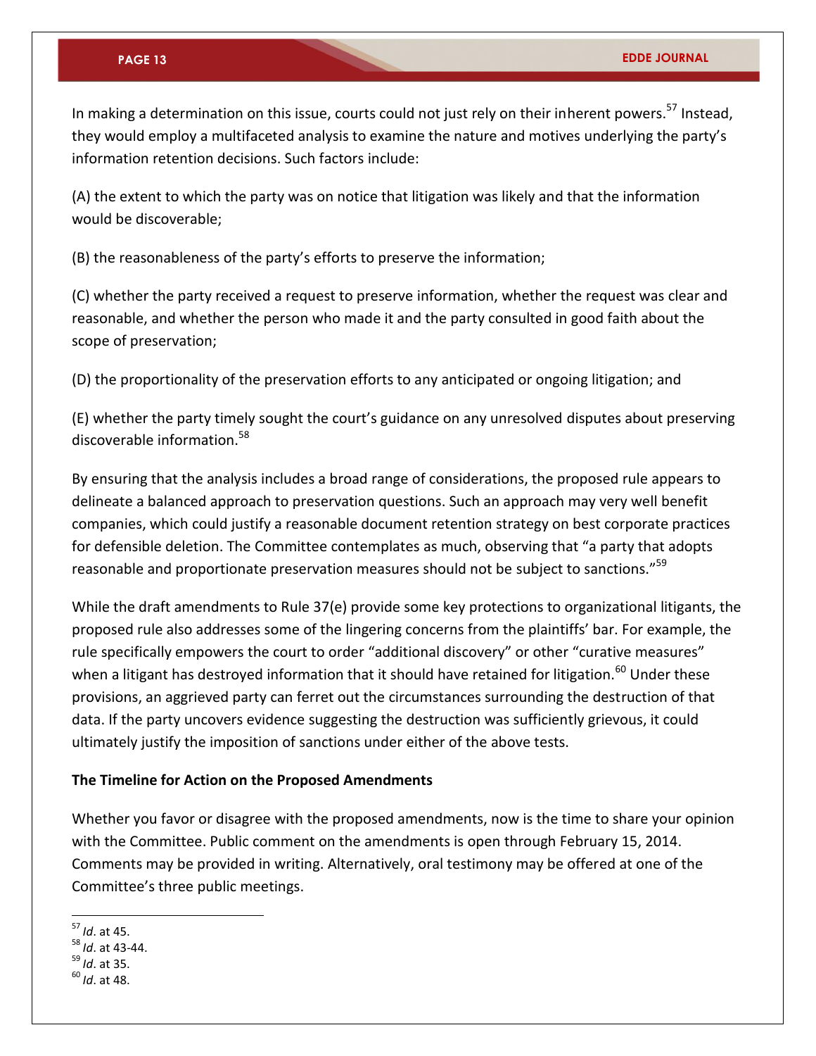In making a determination on this issue, courts could not just rely on their inherent powers.[57] Instead, they would employ a multifaceted analysis to examine the nature and motives underlying the party's information retention decisions. Such factors include:

(A) the extent to which the party was on notice that litigation was likely and that the information would be discoverable;

(B) the reasonableness of the party's efforts to preserve the information;

(C) whether the party received a request to preserve information, whether the request was clear and reasonable, and whether the person who made it and the party consulted in good faith about the scope of preservation;

(D) the proportionality of the preservation efforts to any anticipated or ongoing litigation; and

(E) whether the party timely sought the court's guidance on any unresolved disputes about preserving discoverable information.[58]

By ensuring that the analysis includes a broad range of considerations, the proposed rule appears to delineate a balanced approach to preservation questions. Such an approach may very well benefit companies, which could justify a reasonable document retention strategy on best corporate practices for defensible deletion. The Committee contemplates as much, observing that "a party that adopts reasonable and proportionate preservation measures should not be subject to sanctions."[59]

While the draft amendments to Rule 37(e) provide some key protections to organizational litigants, the proposed rule also addresses some of the lingering concerns from the plaintiffs' bar. For example, the rule specifically empowers the court to order "additional discovery" or other "curative measures" when a litigant has destroyed information that it should have retained for litigation.[60] Under these provisions, an aggrieved party can ferret out the circumstances surrounding the destruction of that data. If the party uncovers evidence suggesting the destruction was sufficiently grievous, it could ultimately justify the imposition of sanctions under either of the above tests.

**The Timeline for Action on the Proposed Amendments**

Whether you favor or disagree with the proposed amendments, now is the time to share your opinion with the Committee. Public comment on the amendments is open through February 15, 2014. Comments may be provided in writing. Alternatively, oral testimony may be offered at one of the Committee's three public meetings.

---

[57] *Id*. at 45.
[58] *Id*. at 43-44.
[59] *Id*. at 35.
[60] *Id*. at 48.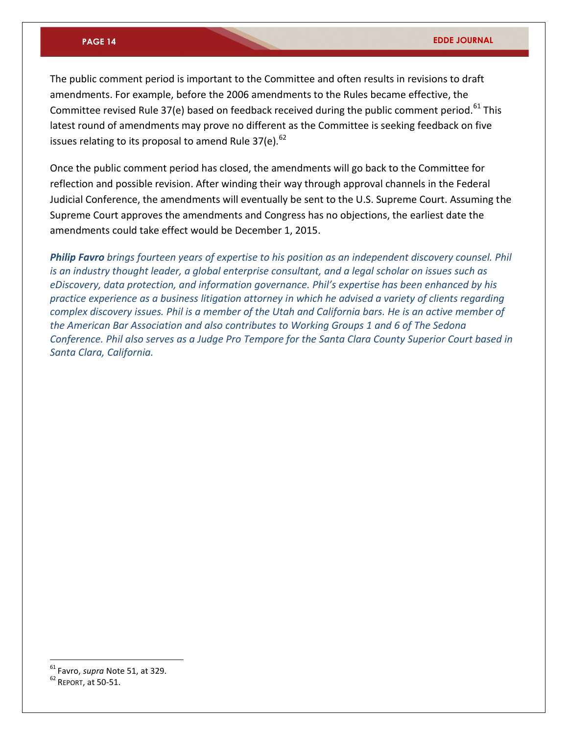The public comment period is important to the Committee and often results in revisions to draft amendments. For example, before the 2006 amendments to the Rules became effective, the Committee revised Rule 37(e) based on feedback received during the public comment period.[61] This latest round of amendments may prove no different as the Committee is seeking feedback on five issues relating to its proposal to amend Rule 37(e).[62]

Once the public comment period has closed, the amendments will go back to the Committee for reflection and possible revision. After winding their way through approval channels in the Federal Judicial Conference, the amendments will eventually be sent to the U.S. Supreme Court. Assuming the Supreme Court approves the amendments and Congress has no objections, the earliest date the amendments could take effect would be December 1, 2015.

***Philip Favro*** *brings fourteen years of expertise to his position as an independent discovery counsel. Phil is an industry thought leader, a global enterprise consultant, and a legal scholar on issues such as eDiscovery, data protection, and information governance. Phil's expertise has been enhanced by his practice experience as a business litigation attorney in which he advised a variety of clients regarding complex discovery issues. Phil is a member of the Utah and California bars. He is an active member of the American Bar Association and also contributes to Working Groups 1 and 6 of The Sedona Conference. Phil also serves as a Judge Pro Tempore for the Santa Clara County Superior Court based in Santa Clara, California.*

---

[61] Favro, *supra* Note 51, at 329.

[62] REPORT, at 50-51.